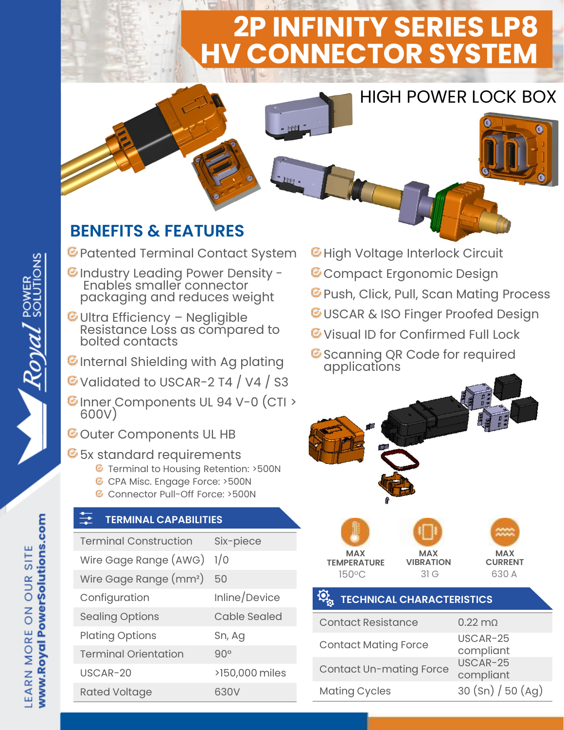# 2P INFINITY SERIES LP8 HV CONNECTOR SYSTEM

HIGH POWER LOCK BOX

## BENEFITS & FEATURES

- Patented Terminal Contact System
- Industry Leading Power Density - Enables smaller connector packaging and reduces weight
- Ultra Efficiency – Negligible Resistance Loss as compared to bolted contacts
- Internal Shielding with Ag plating
- Validated to USCAR-2 T4 / V4 / S3
- Inner Components UL 94 V-0 (CTI > 600V)
- Outer Components UL HB
- 5x standard requirements
  - Terminal to Housing Retention: >500N
  - CPA Misc. Engage Force: >500N
  - Connector Pull-Off Force: >500N
- High Voltage Interlock Circuit
- Compact Ergonomic Design
- Push, Click, Pull, Scan Mating Process
- USCAR & ISO Finger Proofed Design
- Visual ID for Confirmed Full Lock
- Scanning QR Code for required applications

### TERMINAL CAPABILITIES

| Terminal Construction | Six-piece |
|---|---|
| Wire Gage Range (AWG) | 1/0 |
| Wire Gage Range (mm²) | 50 |
| Configuration | Inline/Device |
| Sealing Options | Cable Sealed |
| Plating Options | Sn, Ag |
| Terminal Orientation | 90° |
| USCAR-20 | >150,000 miles |
| Rated Voltage | 630V |

| MAX TEMPERATURE | MAX VIBRATION | MAX CURRENT |
|---|---|---|
| 150°C | 31 G | 630 A |

### TECHNICAL CHARACTERISTICS

| Contact Resistance | 0.22 mΩ |
|---|---|
| Contact Mating Force | USCAR-25 compliant |
| Contact Un-mating Force | USCAR-25 compliant |
| Mating Cycles | 30 (Sn) / 50 (Ag) |

Royal POWER SOLUTIONS

LEARN MORE ON OUR SITE www.RoyalPowerSolutions.com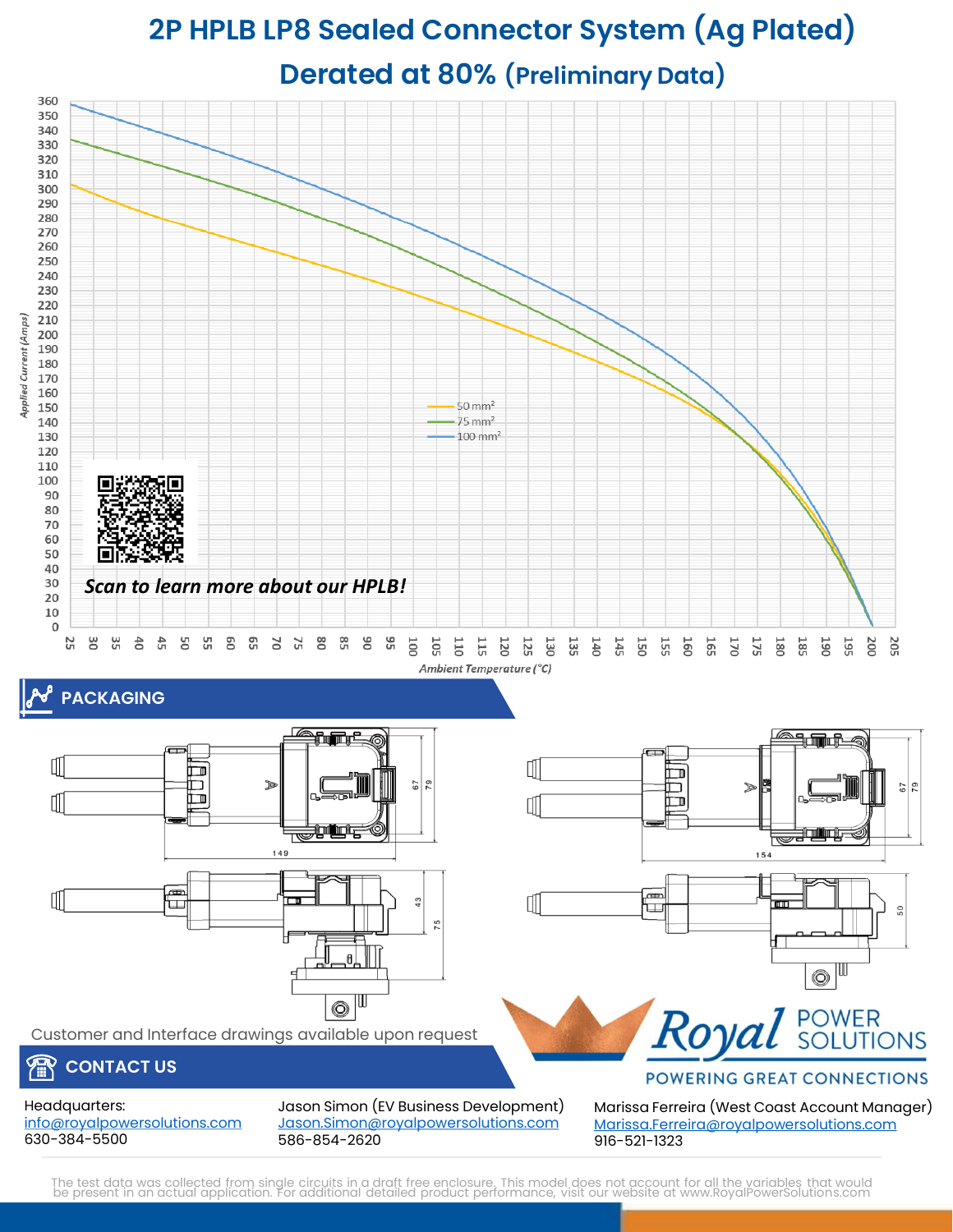# 2P HPLB LP8 Sealed Connector System (Ag Plated)

## Derated at 80% (Preliminary Data)

Applied Current (Amps)

360
350
340
330
320
310
300
290
280
270
260
250
240
230
220
210
200
190
180
170
160
150
140
130
120
110
100
90
80
70
60
50
40
30
20
10
0

25 30 35 40 45 50 55 60 65 70 75 80 85 90 95 100 105 110 115 120 125 130 135 140 145 150 155 160 165 170 175 180 185 190 195 200 205

Ambient Temperature (°C)

50 mm²
75 mm²
100 mm²

***Scan to learn more about our HPLB!***

## PACKAGING

67
79
149
43
75

67
79
154
50

Customer and Interface drawings available upon request

Royal POWER SOLUTIONS

POWERING GREAT CONNECTIONS

## CONTACT US

Headquarters:
info@royalpowersolutions.com
630-384-5500

Jason Simon (EV Business Development)
Jason.Simon@royalpowersolutions.com
586-854-2620

Marissa Ferreira (West Coast Account Manager)
Marissa.Ferreira@royalpowersolutions.com
916-521-1323

The test data was collected from single circuits in a draft free enclosure. This model does not account for all the variables that would be present in an actual application. For additional detailed product performance, visit our website at www.RoyalPowerSolutions.com